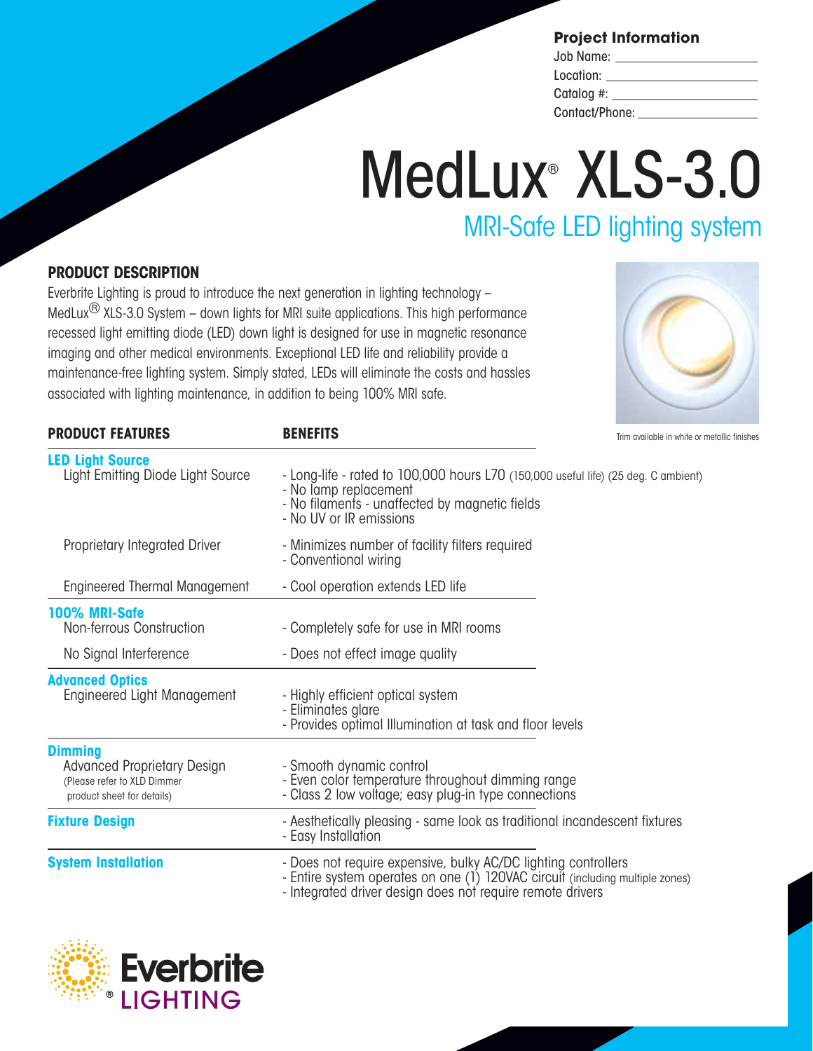## Project Information

Job Name: \_\_\_\_\_\_\_\_\_\_\_\_\_\_\_\_\_\_\_\_

Location: \_\_\_\_\_\_\_\_\_\_\_\_\_\_\_\_\_\_\_\_

Catalog #: \_\_\_\_\_\_\_\_\_\_\_\_\_\_\_\_\_\_\_\_

Contact/Phone: \_\_\_\_\_\_\_\_\_\_\_\_\_\_\_\_\_\_\_\_

# MedLux® XLS-3.0

## MRI-Safe LED lighting system

### PRODUCT DESCRIPTION

Everbrite Lighting is proud to introduce the next generation in lighting technology – MedLux® XLS-3.0 System – down lights for MRI suite applications. This high performance recessed light emitting diode (LED) down light is designed for use in magnetic resonance imaging and other medical environments. Exceptional LED life and reliability provide a maintenance-free lighting system. Simply stated, LEDs will eliminate the costs and hassles associated with lighting maintenance, in addition to being 100% MRI safe.

Trim available in white or metallic finishes

| PRODUCT FEATURES | BENEFITS |
|---|---|
| **LED Light Source** | |
| Light Emitting Diode Light Source | - Long-life - rated to 100,000 hours L70 (150,000 useful life) (25 deg. C ambient)<br>- No lamp replacement<br>- No filaments - unaffected by magnetic fields<br>- No UV or IR emissions |
| Proprietary Integrated Driver | - Minimizes number of facility filters required<br>- Conventional wiring |
| Engineered Thermal Management | - Cool operation extends LED life |
| **100% MRI-Safe** | |
| Non-ferrous Construction | - Completely safe for use in MRI rooms |
| No Signal Interference | - Does not effect image quality |
| **Advanced Optics** | |
| Engineered Light Management | - Highly efficient optical system<br>- Eliminates glare<br>- Provides optimal Illumination at task and floor levels |
| **Dimming** | |
| Advanced Proprietary Design (Please refer to XLD Dimmer product sheet for details) | - Smooth dynamic control<br>- Even color temperature throughout dimming range<br>- Class 2 low voltage; easy plug-in type connections |
| **Fixture Design** | - Aesthetically pleasing - same look as traditional incandescent fixtures<br>- Easy Installation |
| **System Installation** | - Does not require expensive, bulky AC/DC lighting controllers<br>- Entire system operates on one (1) 120VAC circuit (including multiple zones)<br>- Integrated driver design does not require remote drivers |

Everbrite® LIGHTING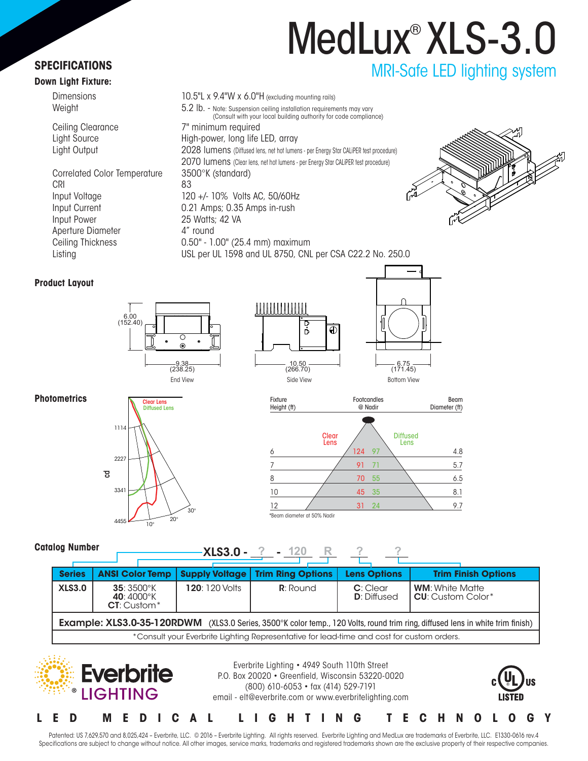# MedLux® XLS-3.0

## MRI-Safe LED lighting system

## SPECIFICATIONS

### Down Light Fixture:

| | |
|---|---|
| Dimensions | 10.5"L x 9.4"W x 6.0"H (excluding mounting rails) |
| Weight | 5.2 lb. - Note: Suspension ceiling installation requirements may vary (Consult with your local building authority for code compliance) |
| Ceiling Clearance | 7" minimum required |
| Light Source | High-power, long life LED, array |
| Light Output | 2028 lumens (Diffused lens, net hot lumens - per Energy Star CALiPER test procedure) 2070 lumens (Clear lens, net hot lumens - per Energy Star CALiPER test procedure) |
| Correlated Color Temperature | 3500°K (standard) |
| CRI | 83 |
| Input Voltage | 120 +/- 10% Volts AC, 50/60Hz |
| Input Current | 0.21 Amps; 0.35 Amps in-rush |
| Input Power | 25 Watts; 42 VA |
| Aperture Diameter | 4" round |
| Ceiling Thickness | 0.50" - 1.00" (25.4 mm) maximum |
| Listing | USL per UL 1598 and UL 8750, CNL per CSA C22.2 No. 250.0 |

### Product Layout

6.00 (152.40)
9.38 (238.25)
End View

10.50 (266.70)
Side View

6.75 (171.45)
Bottom View

### Photometrics

Clear Lens
Diffused Lens
cd
1114
2227
3341
4455
10°
20°
30°

| Fixture Height (ft) | Footcandles @ Nadir Clear Lens | Footcandles @ Nadir Diffused Lens | Beam Diameter (ft) |
|---|---|---|---|
| 6 | 124 | 97 | 4.8 |
| 7 | 91 | 71 | 5.7 |
| 8 | 70 | 55 | 6.5 |
| 10 | 45 | 35 | 8.1 |
| 12 | 31 | 24 | 9.7 |

*Beam diameter at 50% Nadir

### Catalog Number

XLS3.0 - _?_ - _120_ _R_ _?_ _?_

| Series | ANSI Color Temp | Supply Voltage | Trim Ring Options | Lens Options | Trim Finish Options |
|---|---|---|---|---|---|
| XLS3.0 | **35**: 3500°K<br>**40**: 4000°K<br>**CT**: Custom* | **120**: 120 Volts | **R**: Round | **C**: Clear<br>**D**: Diffused | **WM**: White Matte<br>**CU**: Custom Color* |

**Example: XLS3.0-35-120RDWM** (XLS3.0 Series, 3500°K color temp., 120 Volts, round trim ring, diffused lens in white trim finish)

*Consult your Everbrite Lighting Representative for lead-time and cost for custom orders.

Everbrite LIGHTING

Everbrite Lighting • 4949 South 110th Street
P.O. Box 20020 • Greenfield, Wisconsin 53220-0020
(800) 610-6053 • fax (414) 529-7191
email - elt@everbrite.com or www.everbritelighting.com

c UL us LISTED

L E D M E D I C A L L I G H T I N G T E C H N O L O G Y

Patented: US 7,629,570 and 8,025,424 – Everbrite, LLC. © 2016 – Everbrite Lighting. All rights reserved. Everbrite Lighting and MedLux are trademarks of Everbrite, LLC. E1330-0616 rev.4
Specifications are subject to change without notice. All other images, service marks, trademarks and registered trademarks shown are the exclusive property of their respective companies.